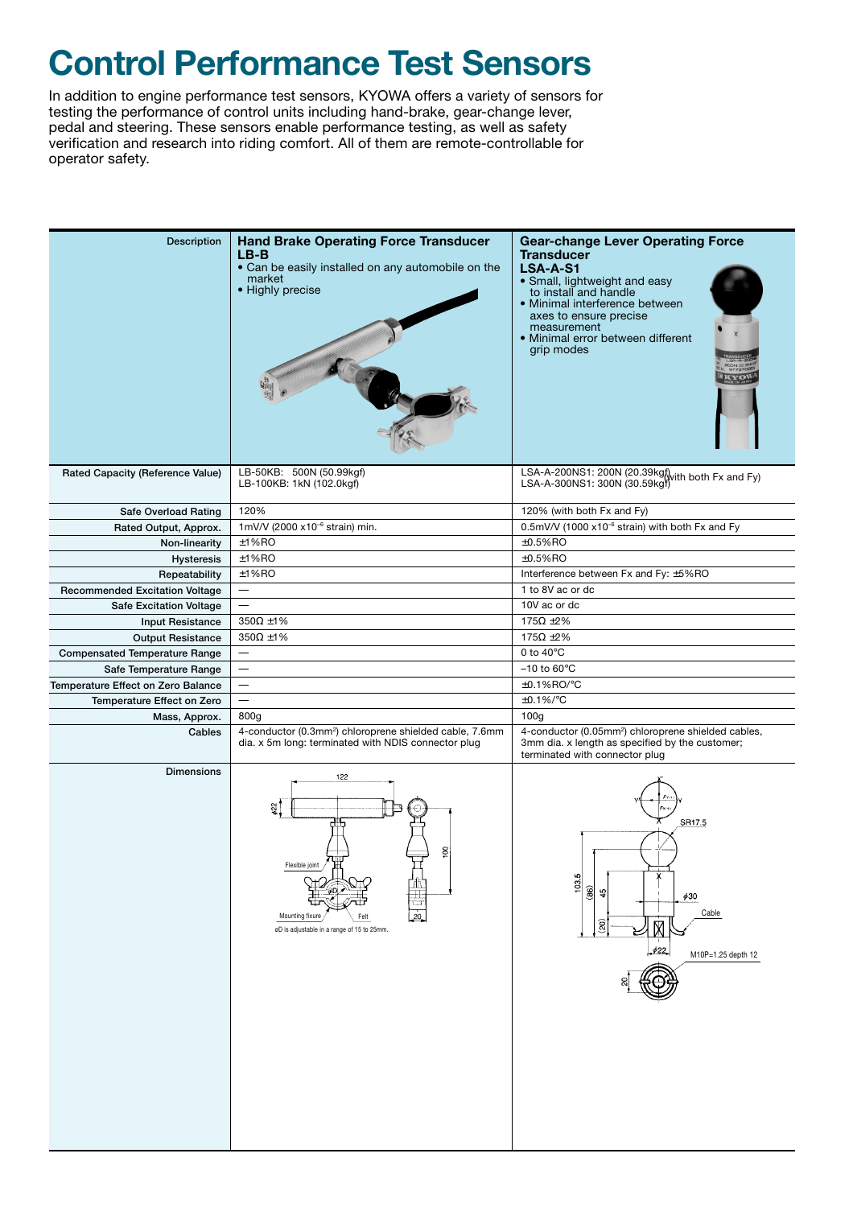# Control Performance Test Sensors

In addition to engine performance test sensors, KYOWA offers a variety of sensors for testing the performance of control units including hand-brake, gear-change lever, pedal and steering. These sensors enable performance testing, as well as safety verification and research into riding comfort. All of them are remote-controllable for operator safety.

| Description | **Hand Brake Operating Force Transducer LB-B**<br>• Can be easily installed on any automobile on the market<br>• Highly precise | **Gear-change Lever Operating Force Transducer LSA-A-S1**<br>• Small, lightweight and easy to install and handle<br>• Minimal interference between axes to ensure precise measurement<br>• Minimal error between different grip modes |
|---|---|---|
| Rated Capacity (Reference Value) | LB-50KB: 500N (50.99kgf)<br>LB-100KB: 1kN (102.0kgf) | LSA-A-200NS1: 200N (20.39kgf)<br>LSA-A-300NS1: 300N (30.59kgf) (with both Fx and Fy) |
| Safe Overload Rating | 120% | 120% (with both Fx and Fy) |
| Rated Output, Approx. | 1mV/V (2000 $\times 10^{-6}$ strain) min. | 0.5mV/V (1000 $\times 10^{-6}$ strain) with both Fx and Fy |
| Non-linearity | ±1%RO | ±0.5%RO |
| Hysteresis | ±1%RO | ±0.5%RO |
| Repeatability | ±1%RO | Interference between Fx and Fy: ±5%RO |
| Recommended Excitation Voltage | — | 1 to 8V ac or dc |
| Safe Excitation Voltage | — | 10V ac or dc |
| Input Resistance | 350Ω ±1% | 175Ω ±2% |
| Output Resistance | 350Ω ±1% | 175Ω ±2% |
| Compensated Temperature Range | — | 0 to 40°C |
| Safe Temperature Range | — | –10 to 60°C |
| Temperature Effect on Zero Balance | — | ±0.1%RO/°C |
| Temperature Effect on Zero | — | ±0.1%/°C |
| Mass, Approx. | 800g | 100g |
| Cables | 4-conductor (0.3mm²) chloroprene shielded cable, 7.6mm dia. x 5m long: terminated with NDIS connector plug | 4-conductor (0.05mm²) chloroprene shielded cables, 3mm dia. x length as specified by the customer; terminated with connector plug |
| Dimensions | 122, φ22, 100, 20, Flexible joint, Mounting fixure, Felt, φD<br>φD is adjustable in a range of 15 to 25mm. | SR17.5, 103.5, (86), 45, (20), φ30, Cable, φ22, M10P=1.25 depth 12, 20 |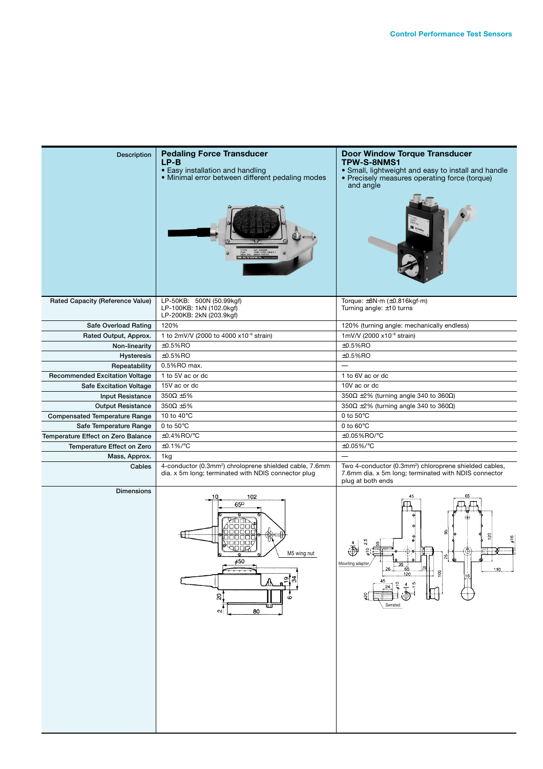| Description | **Pedaling Force Transducer LP-B**<br>• Easy installation and handling<br>• Minimal error between different pedaling modes | **Door Window Torque Transducer TPW-S-8NMS1**<br>• Small, lightweight and easy to install and handle<br>• Precisely measures operating force (torque) and angle |
|---|---|---|
| Rated Capacity (Reference Value) | LP-50KB: 500N (50.99kgf)<br>LP-100KB: 1kN (102.0kgf)<br>LP-200KB: 2kN (203.9kgf) | Torque: ±8N·m (±0.816kgf·m)<br>Turning angle: ±10 turns |
| Safe Overload Rating | 120% | 120% (turning angle: mechanically endless) |
| Rated Output, Approx. | 1 to 2mV/V (2000 to 4000 x$10^{-6}$ strain) | 1mV/V (2000 x$10^{-6}$ strain) |
| Non-linearity | ±0.5%RO | ±0.5%RO |
| Hysteresis | ±0.5%RO | ±0.5%RO |
| Repeatability | 0.5%RO max. | — |
| Recommended Excitation Voltage | 1 to 5V ac or dc | 1 to 6V ac or dc |
| Safe Excitation Voltage | 15V ac or dc | 10V ac or dc |
| Input Resistance | 350Ω ±5% | 350Ω ±2% (turning angle 340 to 360Ω) |
| Output Resistance | 350Ω ±5% | 350Ω ±2% (turning angle 340 to 360Ω) |
| Compensated Temperature Range | 10 to 40°C | 0 to 50°C |
| Safe Temperature Range | 0 to 50°C | 0 to 60°C |
| Temperature Effect on Zero Balance | ±0.4%RO/°C | ±0.05%RO/°C |
| Temperature Effect on Zero | ±0.1%/°C | ±0.05%/°C |
| Mass, Approx. | 1kg | — |
| Cables | 4-conductor (0.3mm$^2$) chroloprene shielded cable, 7.6mm dia. x 5m long; terminated with NDIS connector plug | Two 4-conductor (0.3mm$^2$) chloroprene shielded cables, 7.6mm dia. x 5m long; terminated with NDIS connector plug at both ends |
| Dimensions | | |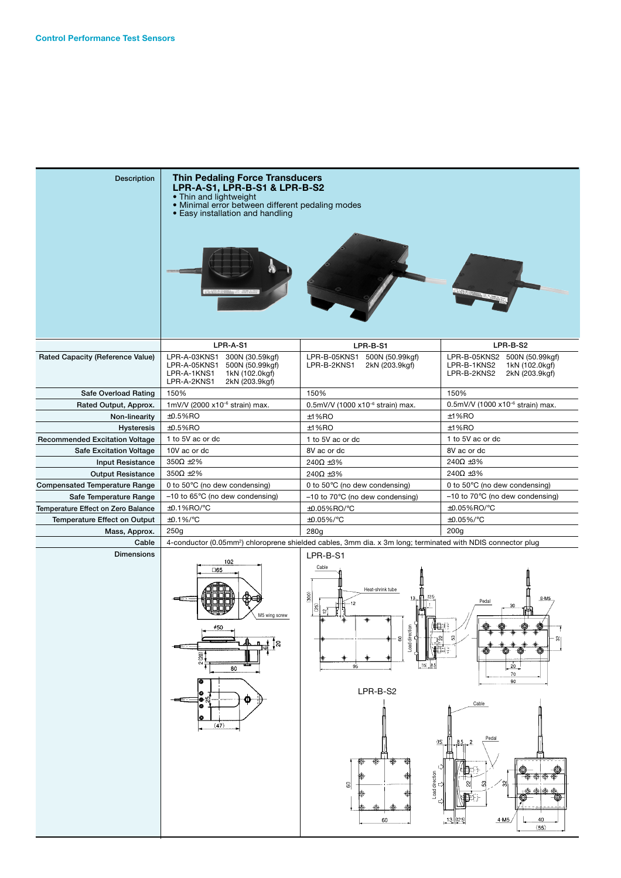Control Performance Test Sensors

| Description | Thin Pedaling Force Transducers<br>LPR-A-S1, LPR-B-S1 & LPR-B-S2<br>• Thin and lightweight<br>• Minimal error between different pedaling modes<br>• Easy installation and handling | | |
|---|---|---|---|
| | LPR-A-S1 | LPR-B-S1 | LPR-B-S2 |
| Rated Capacity (Reference Value) | LPR-A-03KNS1 300N (30.59kgf)<br>LPR-A-05KNS1 500N (50.99kgf)<br>LPR-A-1KNS1 1kN (102.0kgf)<br>LPR-A-2KNS1 2kN (203.9kgf) | LPR-B-05KNS1 500N (50.99kgf)<br>LPR-B-2KNS1 2kN (203.9kgf) | LPR-B-05KNS2 500N (50.99kgf)<br>LPR-B-1KNS2 1kN (102.0kgf)<br>LPR-B-2KNS2 2kN (203.9kgf) |
| Safe Overload Rating | 150% | 150% | 150% |
| Rated Output, Approx. | 1mV/V (2000 x10$^{-6}$ strain) max. | 0.5mV/V (1000 x10$^{-6}$ strain) max. | 0.5mV/V (1000 x10$^{-6}$ strain) max. |
| Non-linearity | ±0.5%RO | ±1%RO | ±1%RO |
| Hysteresis | ±0.5%RO | ±1%RO | ±1%RO |
| Recommended Excitation Voltage | 1 to 5V ac or dc | 1 to 5V ac or dc | 1 to 5V ac or dc |
| Safe Excitation Voltage | 10V ac or dc | 8V ac or dc | 8V ac or dc |
| Input Resistance | 350Ω ±2% | 240Ω ±3% | 240Ω ±3% |
| Output Resistance | 350Ω ±2% | 240Ω ±3% | 240Ω ±3% |
| Compensated Temperature Range | 0 to 50°C (no dew condensing) | 0 to 50°C (no dew condensing) | 0 to 50°C (no dew condensing) |
| Safe Temperature Range | –10 to 65°C (no dew condensing) | –10 to 70°C (no dew condensing) | –10 to 70°C (no dew condensing) |
| Temperature Effect on Zero Balance | ±0.1%RO/°C | ±0.05%RO/°C | ±0.05%RO/°C |
| Temperature Effect on Output | ±0.1%/°C | ±0.05%/°C | ±0.05%/°C |
| Mass, Approx. | 250g | 280g | 200g |
| Cable | 4-conductor (0.05mm$^2$) chloroprene shielded cables, 3mm dia. x 3m long; terminated with NDIS connector plug | | |
| Dimensions | | LPR-B-S1<br>LPR-B-S2 | |

102
□65
M5 wing screw
φ50
2 (20)
80
6
20
25
(47)

LPR-B-S1
Cable
Heat-shrink tube
(300)
(25)
12
12
95
60
Load direction
13
(25)
53
22
15
8.5
Pedal
30
8-M5
32
20
70
90

LPR-B-S2
Cable
Pedal
(15)
8.5
2
60
60
Load direction
22
53
13
(25)
32
4-M5
40
(55)